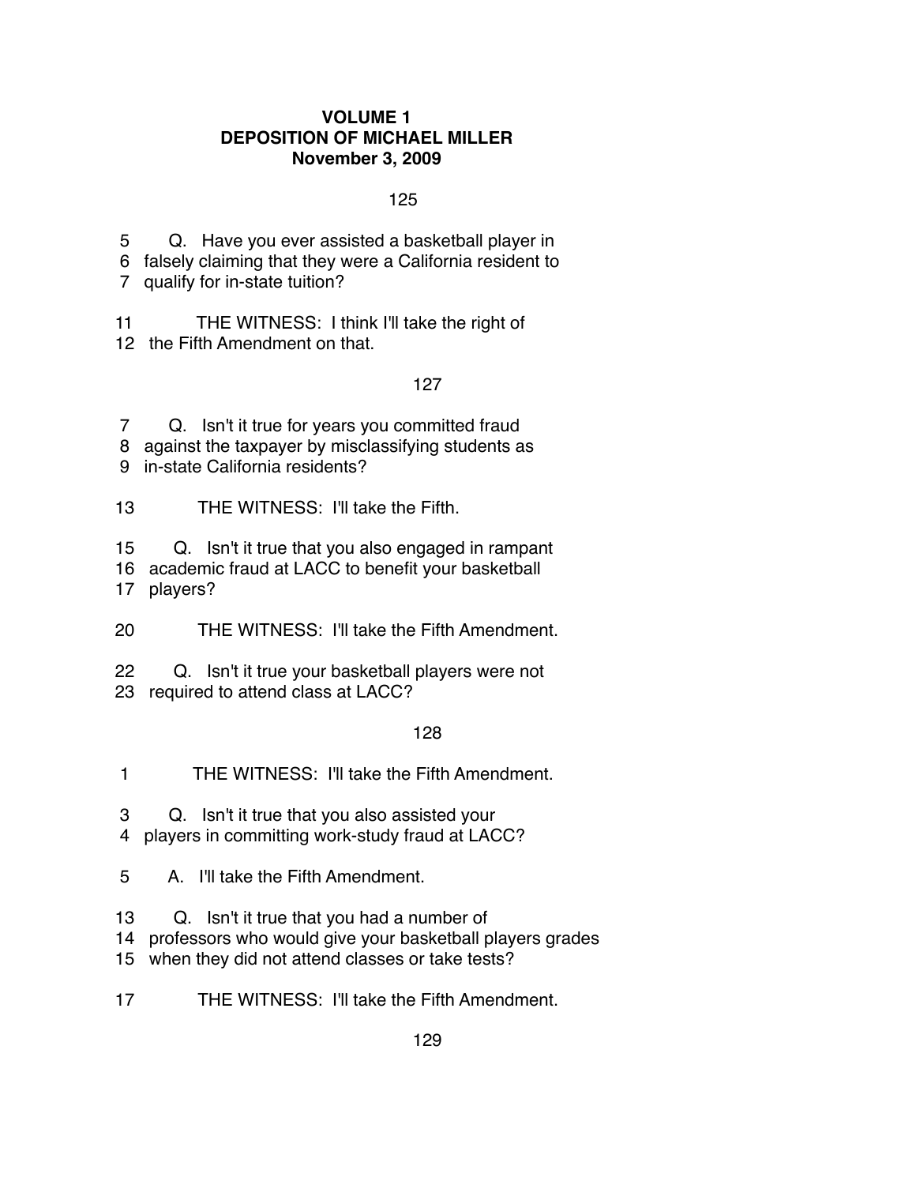**VOLUME 1**
**DEPOSITION OF MICHAEL MILLER**
**November 3, 2009**

125

5 Q. Have you ever assisted a basketball player in
6 falsely claiming that they were a California resident to
7 qualify for in-state tuition?

11 THE WITNESS: I think I'll take the right of
12 the Fifth Amendment on that.

127

7 Q. Isn't it true for years you committed fraud
8 against the taxpayer by misclassifying students as
9 in-state California residents?

13 THE WITNESS: I'll take the Fifth.

15 Q. Isn't it true that you also engaged in rampant
16 academic fraud at LACC to benefit your basketball
17 players?

20 THE WITNESS: I'll take the Fifth Amendment.

22 Q. Isn't it true your basketball players were not
23 required to attend class at LACC?

128

1 THE WITNESS: I'll take the Fifth Amendment.

3 Q. Isn't it true that you also assisted your
4 players in committing work-study fraud at LACC?

5 A. I'll take the Fifth Amendment.

13 Q. Isn't it true that you had a number of
14 professors who would give your basketball players grades
15 when they did not attend classes or take tests?

17 THE WITNESS: I'll take the Fifth Amendment.

129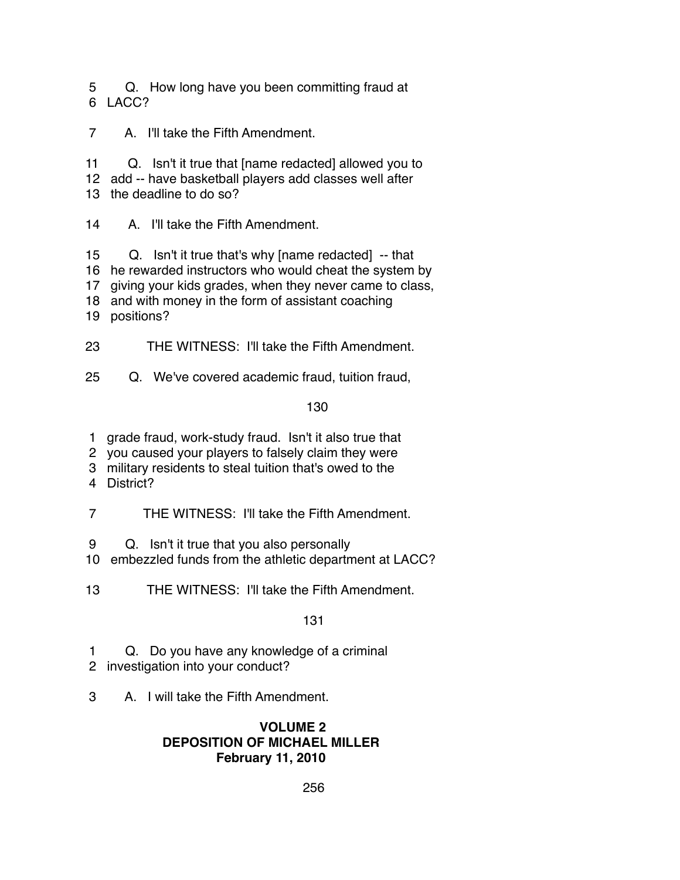5 Q. How long have you been committing fraud at
6 LACC?

7 A. I'll take the Fifth Amendment.

11 Q. Isn't it true that [name redacted] allowed you to
12 add -- have basketball players add classes well after
13 the deadline to do so?

14 A. I'll take the Fifth Amendment.

15 Q. Isn't it true that's why [name redacted] -- that
16 he rewarded instructors who would cheat the system by
17 giving your kids grades, when they never came to class,
18 and with money in the form of assistant coaching
19 positions?

23 THE WITNESS: I'll take the Fifth Amendment.

25 Q. We've covered academic fraud, tuition fraud,

130

1 grade fraud, work-study fraud. Isn't it also true that
2 you caused your players to falsely claim they were
3 military residents to steal tuition that's owed to the
4 District?

7 THE WITNESS: I'll take the Fifth Amendment.

9 Q. Isn't it true that you also personally
10 embezzled funds from the athletic department at LACC?

13 THE WITNESS: I'll take the Fifth Amendment.

131

1 Q. Do you have any knowledge of a criminal
2 investigation into your conduct?

3 A. I will take the Fifth Amendment.

**VOLUME 2**
**DEPOSITION OF MICHAEL MILLER**
**February 11, 2010**

256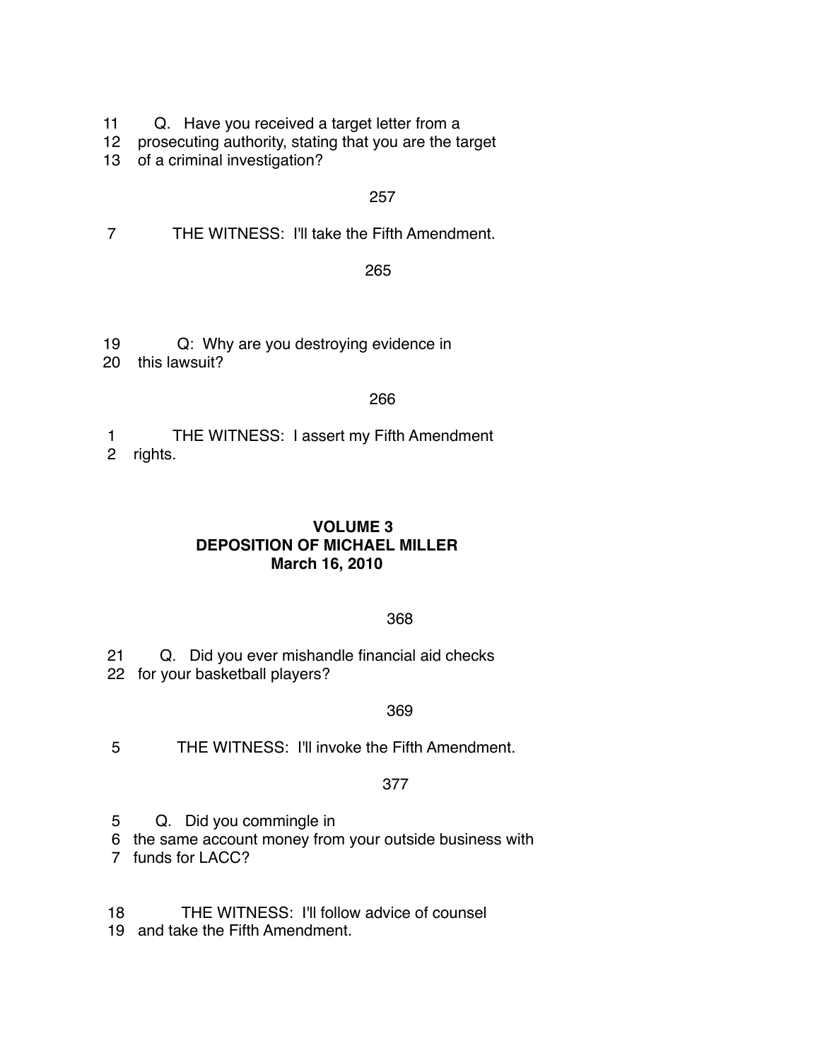11 Q. Have you received a target letter from a
12 prosecuting authority, stating that you are the target
13 of a criminal investigation?

257

7 THE WITNESS: I'll take the Fifth Amendment.

265

19 Q: Why are you destroying evidence in
20 this lawsuit?

266

1 THE WITNESS: I assert my Fifth Amendment
2 rights.

**VOLUME 3**
**DEPOSITION OF MICHAEL MILLER**
**March 16, 2010**

368

21 Q. Did you ever mishandle financial aid checks
22 for your basketball players?

369

5 THE WITNESS: I'll invoke the Fifth Amendment.

377

5 Q. Did you commingle in
6 the same account money from your outside business with
7 funds for LACC?

18 THE WITNESS: I'll follow advice of counsel
19 and take the Fifth Amendment.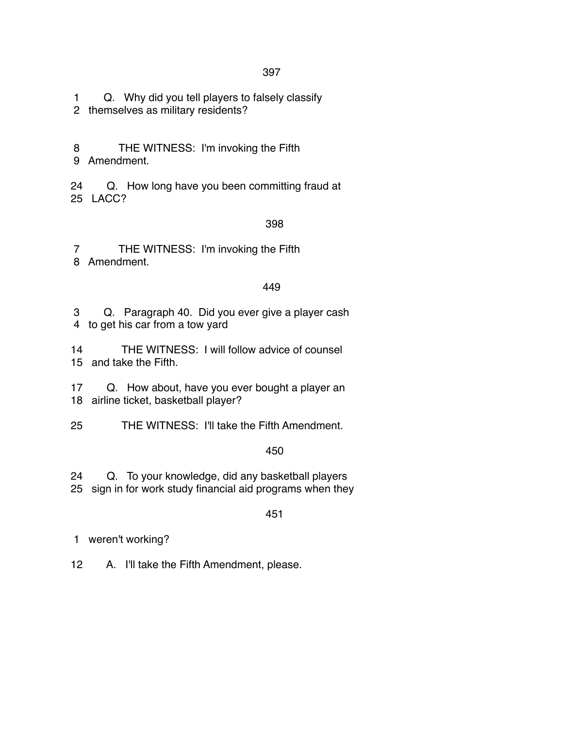397

1 Q. Why did you tell players to falsely classify
2 themselves as military residents?

8 THE WITNESS: I'm invoking the Fifth
9 Amendment.

24 Q. How long have you been committing fraud at
25 LACC?

398

7 THE WITNESS: I'm invoking the Fifth
8 Amendment.

449

3 Q. Paragraph 40. Did you ever give a player cash
4 to get his car from a tow yard

14 THE WITNESS: I will follow advice of counsel
15 and take the Fifth.

17 Q. How about, have you ever bought a player an
18 airline ticket, basketball player?

25 THE WITNESS: I'll take the Fifth Amendment.

450

24 Q. To your knowledge, did any basketball players
25 sign in for work study financial aid programs when they

451

1 weren't working?

12 A. I'll take the Fifth Amendment, please.